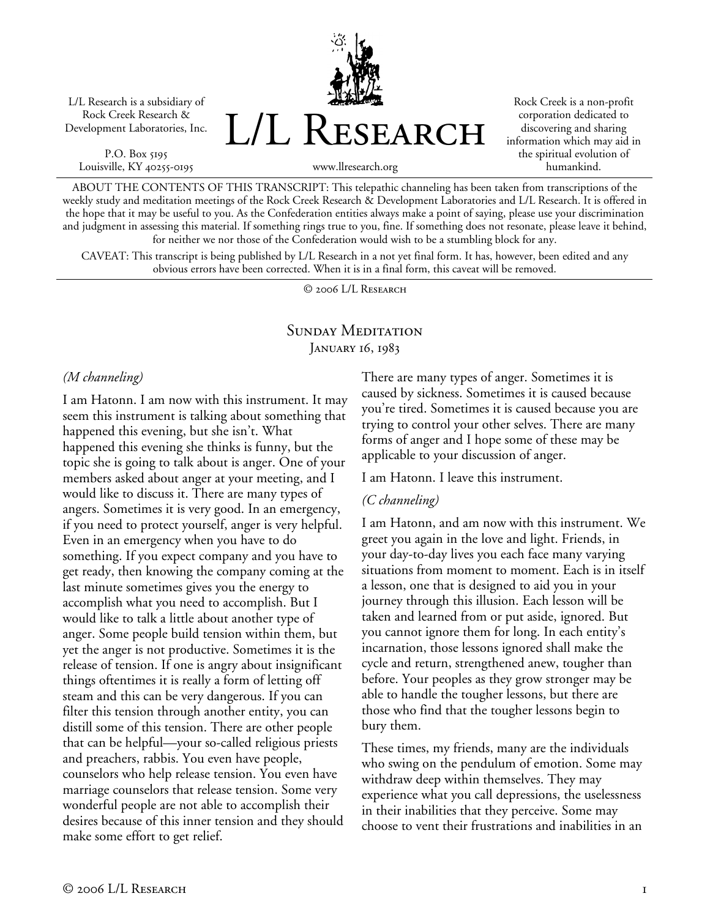L/L Research is a subsidiary of Rock Creek Research & Development Laboratories, Inc.

P.O. Box 5195
Louisville, KY 40255-0195

# L/L Research

www.llresearch.org

Rock Creek is a non-profit corporation dedicated to discovering and sharing information which may aid in the spiritual evolution of humankind.

ABOUT THE CONTENTS OF THIS TRANSCRIPT: This telepathic channeling has been taken from transcriptions of the weekly study and meditation meetings of the Rock Creek Research & Development Laboratories and L/L Research. It is offered in the hope that it may be useful to you. As the Confederation entities always make a point of saying, please use your discrimination and judgment in assessing this material. If something rings true to you, fine. If something does not resonate, please leave it behind, for neither we nor those of the Confederation would wish to be a stumbling block for any.

CAVEAT: This transcript is being published by L/L Research in a not yet final form. It has, however, been edited and any obvious errors have been corrected. When it is in a final form, this caveat will be removed.

© 2006 L/L Research

## Sunday Meditation
### January 16, 1983

*(M channeling)*

I am Hatonn. I am now with this instrument. It may seem this instrument is talking about something that happened this evening, but she isn't. What happened this evening she thinks is funny, but the topic she is going to talk about is anger. One of your members asked about anger at your meeting, and I would like to discuss it. There are many types of angers. Sometimes it is very good. In an emergency, if you need to protect yourself, anger is very helpful. Even in an emergency when you have to do something. If you expect company and you have to get ready, then knowing the company coming at the last minute sometimes gives you the energy to accomplish what you need to accomplish. But I would like to talk a little about another type of anger. Some people build tension within them, but yet the anger is not productive. Sometimes it is the release of tension. If one is angry about insignificant things oftentimes it is really a form of letting off steam and this can be very dangerous. If you can filter this tension through another entity, you can distill some of this tension. There are other people that can be helpful—your so-called religious priests and preachers, rabbis. You even have people, counselors who help release tension. You even have marriage counselors that release tension. Some very wonderful people are not able to accomplish their desires because of this inner tension and they should make some effort to get relief.

There are many types of anger. Sometimes it is caused by sickness. Sometimes it is caused because you're tired. Sometimes it is caused because you are trying to control your other selves. There are many forms of anger and I hope some of these may be applicable to your discussion of anger.

I am Hatonn. I leave this instrument.

*(C channeling)*

I am Hatonn, and am now with this instrument. We greet you again in the love and light. Friends, in your day-to-day lives you each face many varying situations from moment to moment. Each is in itself a lesson, one that is designed to aid you in your journey through this illusion. Each lesson will be taken and learned from or put aside, ignored. But you cannot ignore them for long. In each entity's incarnation, those lessons ignored shall make the cycle and return, strengthened anew, tougher than before. Your peoples as they grow stronger may be able to handle the tougher lessons, but there are those who find that the tougher lessons begin to bury them.

These times, my friends, many are the individuals who swing on the pendulum of emotion. Some may withdraw deep within themselves. They may experience what you call depressions, the uselessness in their inabilities that they perceive. Some may choose to vent their frustrations and inabilities in an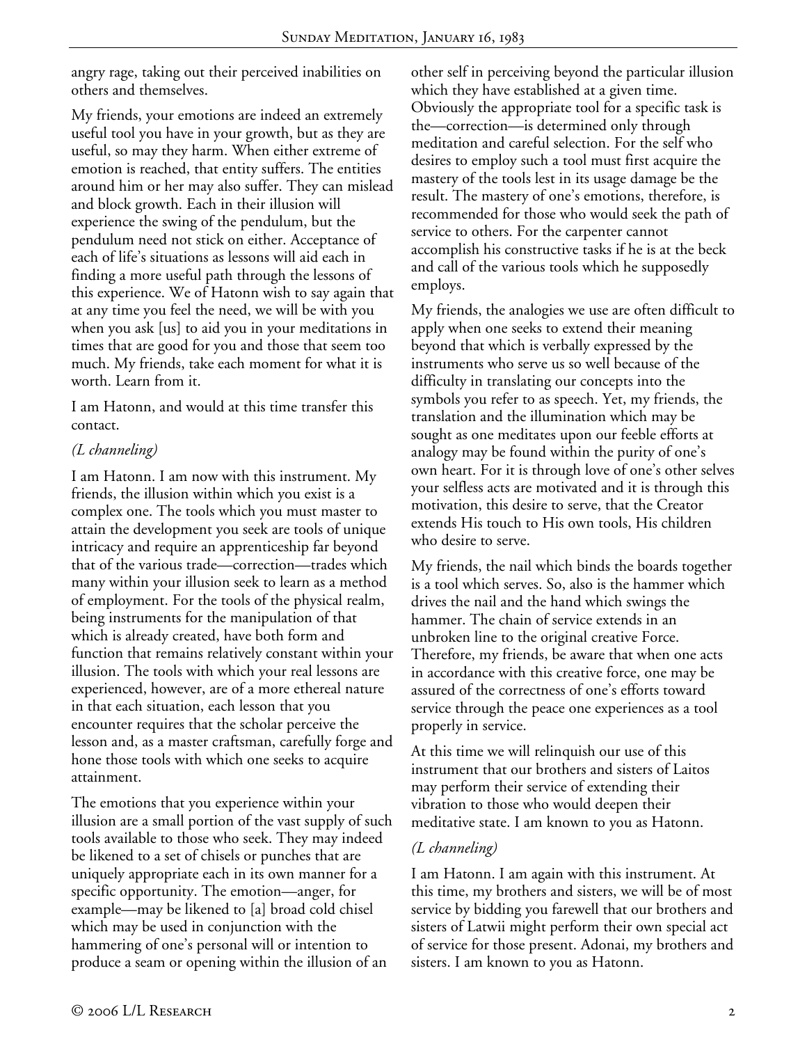angry rage, taking out their perceived inabilities on others and themselves.

My friends, your emotions are indeed an extremely useful tool you have in your growth, but as they are useful, so may they harm. When either extreme of emotion is reached, that entity suffers. The entities around him or her may also suffer. They can mislead and block growth. Each in their illusion will experience the swing of the pendulum, but the pendulum need not stick on either. Acceptance of each of life's situations as lessons will aid each in finding a more useful path through the lessons of this experience. We of Hatonn wish to say again that at any time you feel the need, we will be with you when you ask [us] to aid you in your meditations in times that are good for you and those that seem too much. My friends, take each moment for what it is worth. Learn from it.

I am Hatonn, and would at this time transfer this contact.

*(L channeling)*

I am Hatonn. I am now with this instrument. My friends, the illusion within which you exist is a complex one. The tools which you must master to attain the development you seek are tools of unique intricacy and require an apprenticeship far beyond that of the various trade—correction—trades which many within your illusion seek to learn as a method of employment. For the tools of the physical realm, being instruments for the manipulation of that which is already created, have both form and function that remains relatively constant within your illusion. The tools with which your real lessons are experienced, however, are of a more ethereal nature in that each situation, each lesson that you encounter requires that the scholar perceive the lesson and, as a master craftsman, carefully forge and hone those tools with which one seeks to acquire attainment.

The emotions that you experience within your illusion are a small portion of the vast supply of such tools available to those who seek. They may indeed be likened to a set of chisels or punches that are uniquely appropriate each in its own manner for a specific opportunity. The emotion—anger, for example—may be likened to [a] broad cold chisel which may be used in conjunction with the hammering of one's personal will or intention to produce a seam or opening within the illusion of an other self in perceiving beyond the particular illusion which they have established at a given time. Obviously the appropriate tool for a specific task is the—correction—is determined only through meditation and careful selection. For the self who desires to employ such a tool must first acquire the mastery of the tools lest in its usage damage be the result. The mastery of one's emotions, therefore, is recommended for those who would seek the path of service to others. For the carpenter cannot accomplish his constructive tasks if he is at the beck and call of the various tools which he supposedly employs.

My friends, the analogies we use are often difficult to apply when one seeks to extend their meaning beyond that which is verbally expressed by the instruments who serve us so well because of the difficulty in translating our concepts into the symbols you refer to as speech. Yet, my friends, the translation and the illumination which may be sought as one meditates upon our feeble efforts at analogy may be found within the purity of one's own heart. For it is through love of one's other selves your selfless acts are motivated and it is through this motivation, this desire to serve, that the Creator extends His touch to His own tools, His children who desire to serve.

My friends, the nail which binds the boards together is a tool which serves. So, also is the hammer which drives the nail and the hand which swings the hammer. The chain of service extends in an unbroken line to the original creative Force. Therefore, my friends, be aware that when one acts in accordance with this creative force, one may be assured of the correctness of one's efforts toward service through the peace one experiences as a tool properly in service.

At this time we will relinquish our use of this instrument that our brothers and sisters of Laitos may perform their service of extending their vibration to those who would deepen their meditative state. I am known to you as Hatonn.

*(L channeling)*

I am Hatonn. I am again with this instrument. At this time, my brothers and sisters, we will be of most service by bidding you farewell that our brothers and sisters of Latwii might perform their own special act of service for those present. Adonai, my brothers and sisters. I am known to you as Hatonn.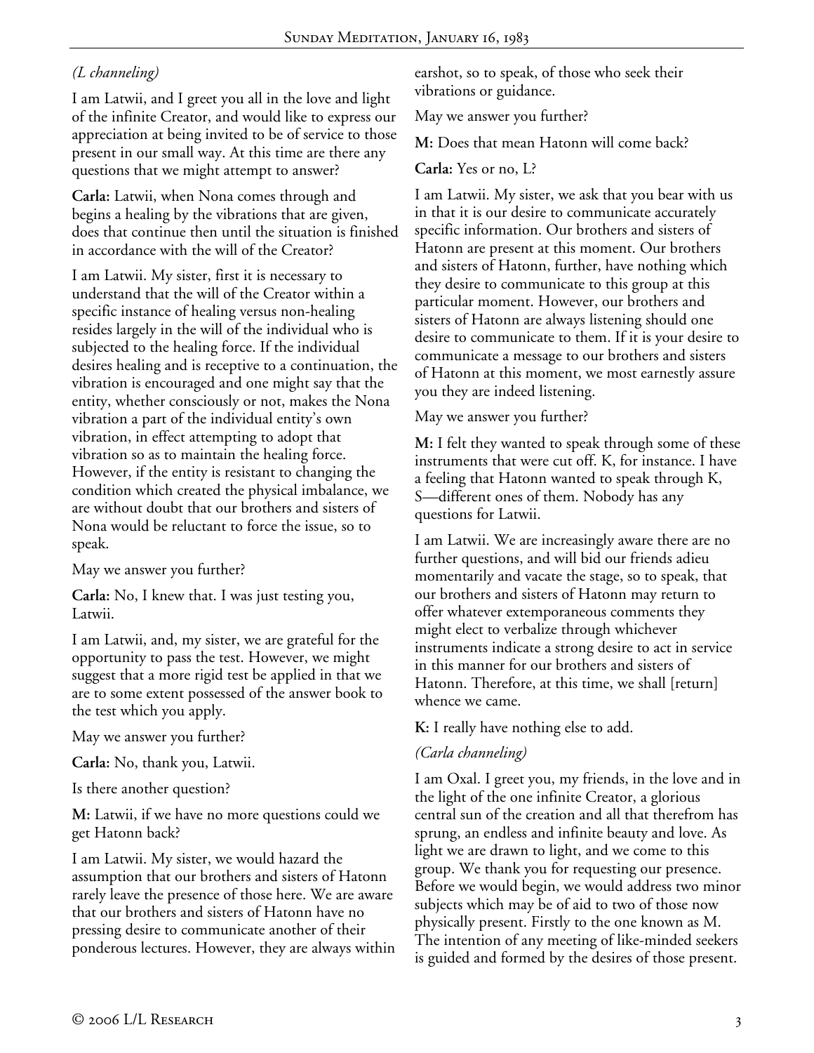*(L channeling)*

I am Latwii, and I greet you all in the love and light of the infinite Creator, and would like to express our appreciation at being invited to be of service to those present in our small way. At this time are there any questions that we might attempt to answer?

**Carla:** Latwii, when Nona comes through and begins a healing by the vibrations that are given, does that continue then until the situation is finished in accordance with the will of the Creator?

I am Latwii. My sister, first it is necessary to understand that the will of the Creator within a specific instance of healing versus non-healing resides largely in the will of the individual who is subjected to the healing force. If the individual desires healing and is receptive to a continuation, the vibration is encouraged and one might say that the entity, whether consciously or not, makes the Nona vibration a part of the individual entity's own vibration, in effect attempting to adopt that vibration so as to maintain the healing force. However, if the entity is resistant to changing the condition which created the physical imbalance, we are without doubt that our brothers and sisters of Nona would be reluctant to force the issue, so to speak.

May we answer you further?

**Carla:** No, I knew that. I was just testing you, Latwii.

I am Latwii, and, my sister, we are grateful for the opportunity to pass the test. However, we might suggest that a more rigid test be applied in that we are to some extent possessed of the answer book to the test which you apply.

May we answer you further?

**Carla:** No, thank you, Latwii.

Is there another question?

**M:** Latwii, if we have no more questions could we get Hatonn back?

I am Latwii. My sister, we would hazard the assumption that our brothers and sisters of Hatonn rarely leave the presence of those here. We are aware that our brothers and sisters of Hatonn have no pressing desire to communicate another of their ponderous lectures. However, they are always within earshot, so to speak, of those who seek their vibrations or guidance.

May we answer you further?

**M:** Does that mean Hatonn will come back?

**Carla:** Yes or no, L?

I am Latwii. My sister, we ask that you bear with us in that it is our desire to communicate accurately specific information. Our brothers and sisters of Hatonn are present at this moment. Our brothers and sisters of Hatonn, further, have nothing which they desire to communicate to this group at this particular moment. However, our brothers and sisters of Hatonn are always listening should one desire to communicate to them. If it is your desire to communicate a message to our brothers and sisters of Hatonn at this moment, we most earnestly assure you they are indeed listening.

May we answer you further?

**M:** I felt they wanted to speak through some of these instruments that were cut off. K, for instance. I have a feeling that Hatonn wanted to speak through K, S—different ones of them. Nobody has any questions for Latwii.

I am Latwii. We are increasingly aware there are no further questions, and will bid our friends adieu momentarily and vacate the stage, so to speak, that our brothers and sisters of Hatonn may return to offer whatever extemporaneous comments they might elect to verbalize through whichever instruments indicate a strong desire to act in service in this manner for our brothers and sisters of Hatonn. Therefore, at this time, we shall [return] whence we came.

**K:** I really have nothing else to add.

*(Carla channeling)*

I am Oxal. I greet you, my friends, in the love and in the light of the one infinite Creator, a glorious central sun of the creation and all that therefrom has sprung, an endless and infinite beauty and love. As light we are drawn to light, and we come to this group. We thank you for requesting our presence. Before we would begin, we would address two minor subjects which may be of aid to two of those now physically present. Firstly to the one known as M. The intention of any meeting of like-minded seekers is guided and formed by the desires of those present.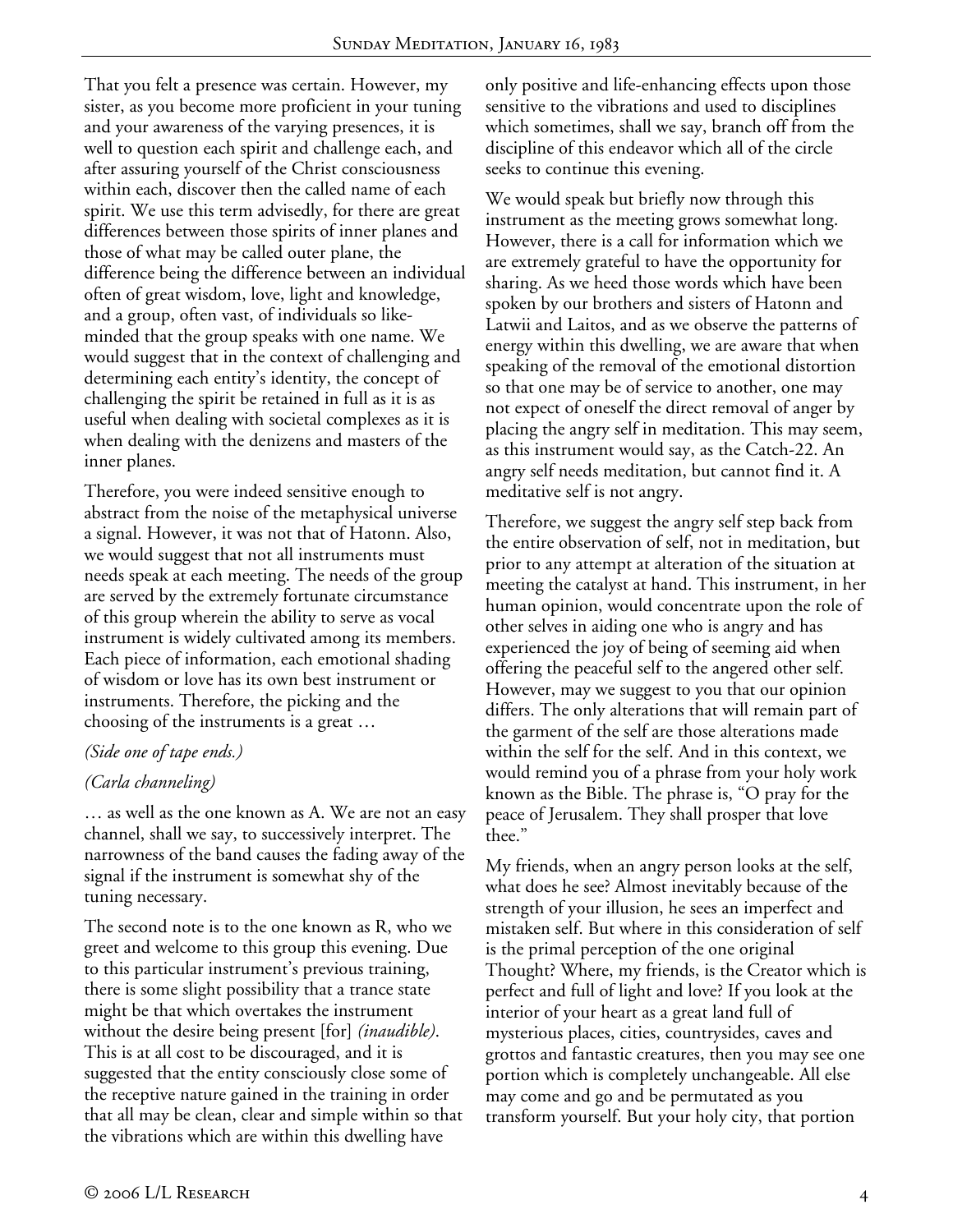That you felt a presence was certain. However, my sister, as you become more proficient in your tuning and your awareness of the varying presences, it is well to question each spirit and challenge each, and after assuring yourself of the Christ consciousness within each, discover then the called name of each spirit. We use this term advisedly, for there are great differences between those spirits of inner planes and those of what may be called outer plane, the difference being the difference between an individual often of great wisdom, love, light and knowledge, and a group, often vast, of individuals so like-minded that the group speaks with one name. We would suggest that in the context of challenging and determining each entity's identity, the concept of challenging the spirit be retained in full as it is as useful when dealing with societal complexes as it is when dealing with the denizens and masters of the inner planes.

Therefore, you were indeed sensitive enough to abstract from the noise of the metaphysical universe a signal. However, it was not that of Hatonn. Also, we would suggest that not all instruments must needs speak at each meeting. The needs of the group are served by the extremely fortunate circumstance of this group wherein the ability to serve as vocal instrument is widely cultivated among its members. Each piece of information, each emotional shading of wisdom or love has its own best instrument or instruments. Therefore, the picking and the choosing of the instruments is a great …

*(Side one of tape ends.)*

*(Carla channeling)*

… as well as the one known as A. We are not an easy channel, shall we say, to successively interpret. The narrowness of the band causes the fading away of the signal if the instrument is somewhat shy of the tuning necessary.

The second note is to the one known as R, who we greet and welcome to this group this evening. Due to this particular instrument's previous training, there is some slight possibility that a trance state might be that which overtakes the instrument without the desire being present [for] *(inaudible)*. This is at all cost to be discouraged, and it is suggested that the entity consciously close some of the receptive nature gained in the training in order that all may be clean, clear and simple within so that the vibrations which are within this dwelling have only positive and life-enhancing effects upon those sensitive to the vibrations and used to disciplines which sometimes, shall we say, branch off from the discipline of this endeavor which all of the circle seeks to continue this evening.

We would speak but briefly now through this instrument as the meeting grows somewhat long. However, there is a call for information which we are extremely grateful to have the opportunity for sharing. As we heed those words which have been spoken by our brothers and sisters of Hatonn and Latwii and Laitos, and as we observe the patterns of energy within this dwelling, we are aware that when speaking of the removal of the emotional distortion so that one may be of service to another, one may not expect of oneself the direct removal of anger by placing the angry self in meditation. This may seem, as this instrument would say, as the Catch-22. An angry self needs meditation, but cannot find it. A meditative self is not angry.

Therefore, we suggest the angry self step back from the entire observation of self, not in meditation, but prior to any attempt at alteration of the situation at meeting the catalyst at hand. This instrument, in her human opinion, would concentrate upon the role of other selves in aiding one who is angry and has experienced the joy of being of seeming aid when offering the peaceful self to the angered other self. However, may we suggest to you that our opinion differs. The only alterations that will remain part of the garment of the self are those alterations made within the self for the self. And in this context, we would remind you of a phrase from your holy work known as the Bible. The phrase is, "O pray for the peace of Jerusalem. They shall prosper that love thee."

My friends, when an angry person looks at the self, what does he see? Almost inevitably because of the strength of your illusion, he sees an imperfect and mistaken self. But where in this consideration of self is the primal perception of the one original Thought? Where, my friends, is the Creator which is perfect and full of light and love? If you look at the interior of your heart as a great land full of mysterious places, cities, countrysides, caves and grottos and fantastic creatures, then you may see one portion which is completely unchangeable. All else may come and go and be permutated as you transform yourself. But your holy city, that portion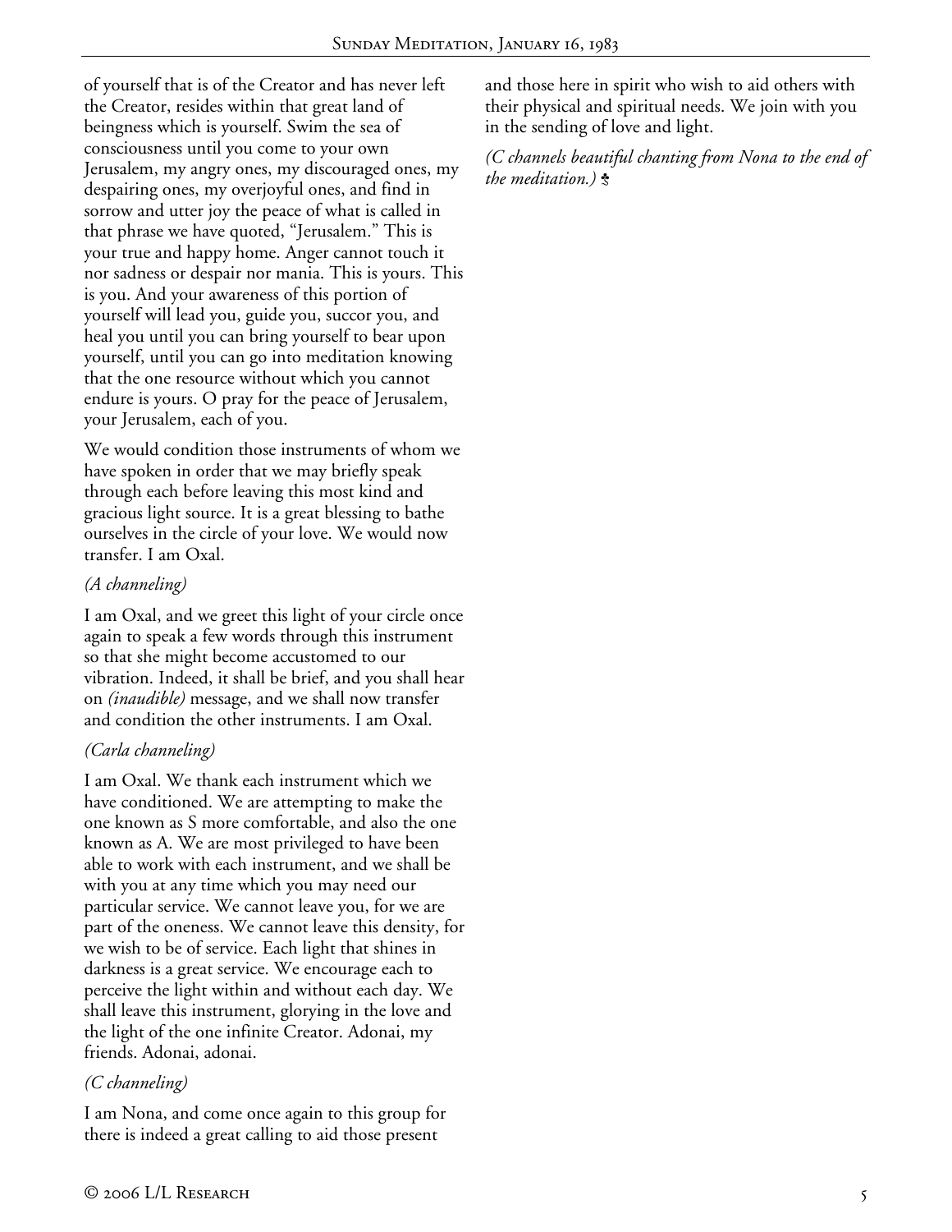of yourself that is of the Creator and has never left the Creator, resides within that great land of beingness which is yourself. Swim the sea of consciousness until you come to your own Jerusalem, my angry ones, my discouraged ones, my despairing ones, my overjoyful ones, and find in sorrow and utter joy the peace of what is called in that phrase we have quoted, "Jerusalem." This is your true and happy home. Anger cannot touch it nor sadness or despair nor mania. This is yours. This is you. And your awareness of this portion of yourself will lead you, guide you, succor you, and heal you until you can bring yourself to bear upon yourself, until you can go into meditation knowing that the one resource without which you cannot endure is yours. O pray for the peace of Jerusalem, your Jerusalem, each of you.

We would condition those instruments of whom we have spoken in order that we may briefly speak through each before leaving this most kind and gracious light source. It is a great blessing to bathe ourselves in the circle of your love. We would now transfer. I am Oxal.

*(A channeling)*

I am Oxal, and we greet this light of your circle once again to speak a few words through this instrument so that she might become accustomed to our vibration. Indeed, it shall be brief, and you shall hear on *(inaudible)* message, and we shall now transfer and condition the other instruments. I am Oxal.

*(Carla channeling)*

I am Oxal. We thank each instrument which we have conditioned. We are attempting to make the one known as S more comfortable, and also the one known as A. We are most privileged to have been able to work with each instrument, and we shall be with you at any time which you may need our particular service. We cannot leave you, for we are part of the oneness. We cannot leave this density, for we wish to be of service. Each light that shines in darkness is a great service. We encourage each to perceive the light within and without each day. We shall leave this instrument, glorying in the love and the light of the one infinite Creator. Adonai, my friends. Adonai, adonai.

*(C channeling)*

I am Nona, and come once again to this group for there is indeed a great calling to aid those present and those here in spirit who wish to aid others with their physical and spiritual needs. We join with you in the sending of love and light.

*(C channels beautiful chanting from Nona to the end of the meditation.)*